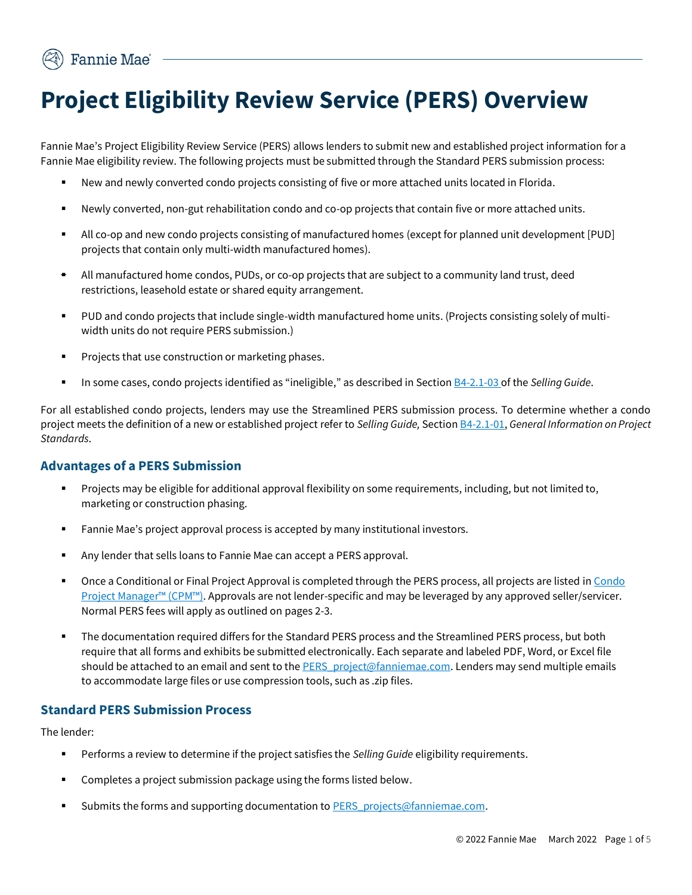# Project Eligibility Review Service (PERS) Overview

Fannie Mae's Project Eligibility Review Service (PERS) allows lenders to submit new and established project information for a Fannie Mae eligibility review. The following projects must be submitted through the Standard PERS submission process:

- New and newly converted condo projects consisting of five or more attached units located in Florida.
- Newly converted, non-gut rehabilitation condo and co-op projects that contain five or more attached units.
- All co-op and new condo projects consisting of manufactured homes (except for planned unit development [PUD] projects that contain only multi-width manufactured homes).
- All manufactured home condos, PUDs, or co-op projects that are subject to a community land trust, deed restrictions, leasehold estate or shared equity arrangement.
- PUD and condo projects that include single-width manufactured home units. (Projects consisting solely of multi-width units do not require PERS submission.)
- Projects that use construction or marketing phases.
- In some cases, condo projects identified as "ineligible," as described in Section B4-2.1-03 of the *Selling Guide*.

For all established condo projects, lenders may use the Streamlined PERS submission process. To determine whether a condo project meets the definition of a new or established project refer to *Selling Guide,* Section B4-2.1-01, *General Information on Project Standards*.

### Advantages of a PERS Submission

- Projects may be eligible for additional approval flexibility on some requirements, including, but not limited to, marketing or construction phasing.
- Fannie Mae's project approval process is accepted by many institutional investors.
- Any lender that sells loans to Fannie Mae can accept a PERS approval.
- Once a Conditional or Final Project Approval is completed through the PERS process, all projects are listed in Condo Project Manager™ (CPM™). Approvals are not lender-specific and may be leveraged by any approved seller/servicer. Normal PERS fees will apply as outlined on pages 2-3.
- The documentation required differs for the Standard PERS process and the Streamlined PERS process, but both require that all forms and exhibits be submitted electronically. Each separate and labeled PDF, Word, or Excel file should be attached to an email and sent to the PERS_project@fanniemae.com. Lenders may send multiple emails to accommodate large files or use compression tools, such as .zip files.

### Standard PERS Submission Process

The lender:

- Performs a review to determine if the project satisfies the *Selling Guide* eligibility requirements.
- Completes a project submission package using the forms listed below.
- Submits the forms and supporting documentation to PERS_projects@fanniemae.com.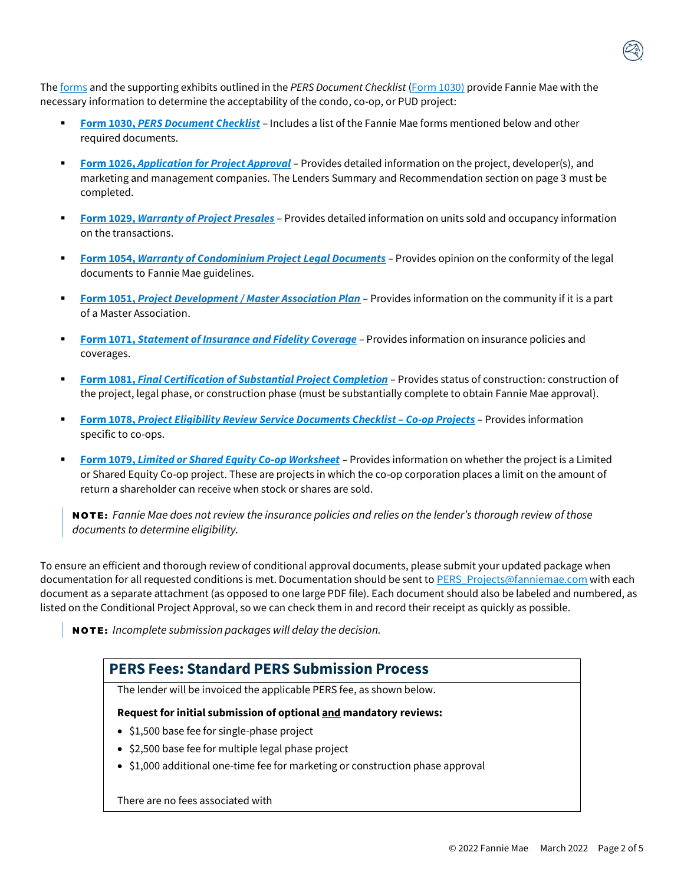The forms and the supporting exhibits outlined in the *PERS Document Checklist* (Form 1030) provide Fannie Mae with the necessary information to determine the acceptability of the condo, co-op, or PUD project:

- **Form 1030, *PERS Document Checklist*** – Includes a list of the Fannie Mae forms mentioned below and other required documents.
- **Form 1026, *Application for Project Approval*** – Provides detailed information on the project, developer(s), and marketing and management companies. The Lenders Summary and Recommendation section on page 3 must be completed.
- **Form 1029, *Warranty of Project Presales*** – Provides detailed information on units sold and occupancy information on the transactions.
- **Form 1054, *Warranty of Condominium Project Legal Documents*** – Provides opinion on the conformity of the legal documents to Fannie Mae guidelines.
- **Form 1051, *Project Development / Master Association Plan*** – Provides information on the community if it is a part of a Master Association.
- **Form 1071, *Statement of Insurance and Fidelity Coverage*** – Provides information on insurance policies and coverages.
- **Form 1081, *Final Certification of Substantial Project Completion*** – Provides status of construction: construction of the project, legal phase, or construction phase (must be substantially complete to obtain Fannie Mae approval).
- **Form 1078, *Project Eligibility Review Service Documents Checklist – Co-op Projects*** – Provides information specific to co-ops.
- **Form 1079, *Limited or Shared Equity Co-op Worksheet*** – Provides information on whether the project is a Limited or Shared Equity Co-op project. These are projects in which the co-op corporation places a limit on the amount of return a shareholder can receive when stock or shares are sold.

> **NOTE:** *Fannie Mae does not review the insurance policies and relies on the lender's thorough review of those documents to determine eligibility.*

To ensure an efficient and thorough review of conditional approval documents, please submit your updated package when documentation for all requested conditions is met. Documentation should be sent to PERS_Projects@fanniemae.com with each document as a separate attachment (as opposed to one large PDF file). Each document should also be labeled and numbered, as listed on the Conditional Project Approval, so we can check them in and record their receipt as quickly as possible.

> **NOTE:** *Incomplete submission packages will delay the decision.*

## PERS Fees: Standard PERS Submission Process

The lender will be invoiced the applicable PERS fee, as shown below.

**Request for initial submission of optional and mandatory reviews:**

- $1,500 base fee for single-phase project
- $2,500 base fee for multiple legal phase project
- $1,000 additional one-time fee for marketing or construction phase approval

There are no fees associated with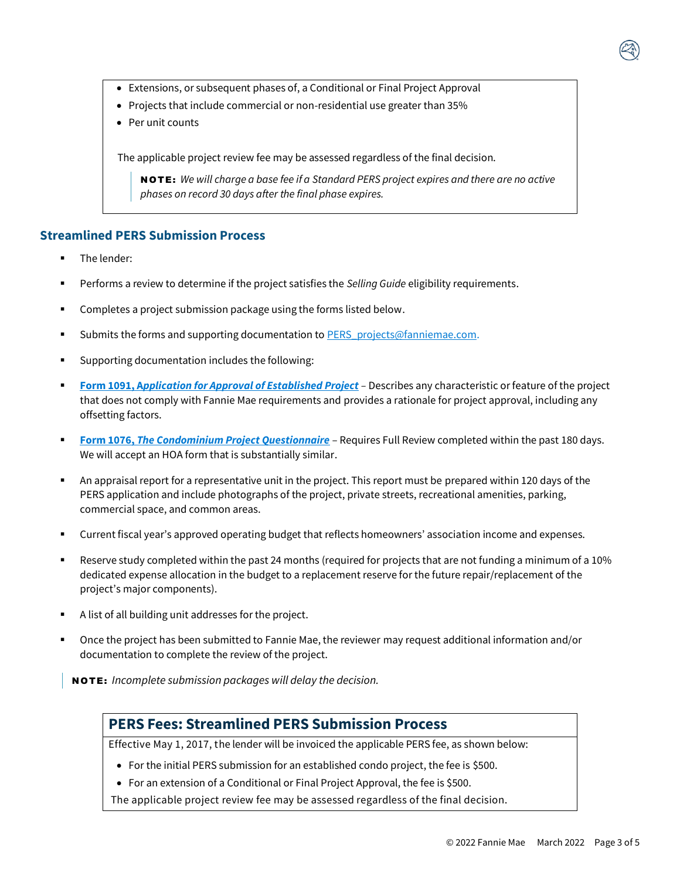- Extensions, or subsequent phases of, a Conditional or Final Project Approval
- Projects that include commercial or non-residential use greater than 35%
- Per unit counts

The applicable project review fee may be assessed regardless of the final decision.

> **NOTE:** *We will charge a base fee if a Standard PERS project expires and there are no active phases on record 30 days after the final phase expires.*

## Streamlined PERS Submission Process

- The lender:
- Performs a review to determine if the project satisfies the *Selling Guide* eligibility requirements.
- Completes a project submission package using the forms listed below.
- Submits the forms and supporting documentation to PERS_projects@fanniemae.com.
- Supporting documentation includes the following:
- **Form 1091, *Application for Approval of Established Project*** – Describes any characteristic or feature of the project that does not comply with Fannie Mae requirements and provides a rationale for project approval, including any offsetting factors.
- **Form 1076, *The Condominium Project Questionnaire*** – Requires Full Review completed within the past 180 days. We will accept an HOA form that is substantially similar.
- An appraisal report for a representative unit in the project. This report must be prepared within 120 days of the PERS application and include photographs of the project, private streets, recreational amenities, parking, commercial space, and common areas.
- Current fiscal year's approved operating budget that reflects homeowners' association income and expenses.
- Reserve study completed within the past 24 months (required for projects that are not funding a minimum of a 10% dedicated expense allocation in the budget to a replacement reserve for the future repair/replacement of the project's major components).
- A list of all building unit addresses for the project.
- Once the project has been submitted to Fannie Mae, the reviewer may request additional information and/or documentation to complete the review of the project.

> **NOTE:** *Incomplete submission packages will delay the decision.*

### PERS Fees: Streamlined PERS Submission Process

Effective May 1, 2017, the lender will be invoiced the applicable PERS fee, as shown below:

- For the initial PERS submission for an established condo project, the fee is $500.
- For an extension of a Conditional or Final Project Approval, the fee is $500.

The applicable project review fee may be assessed regardless of the final decision.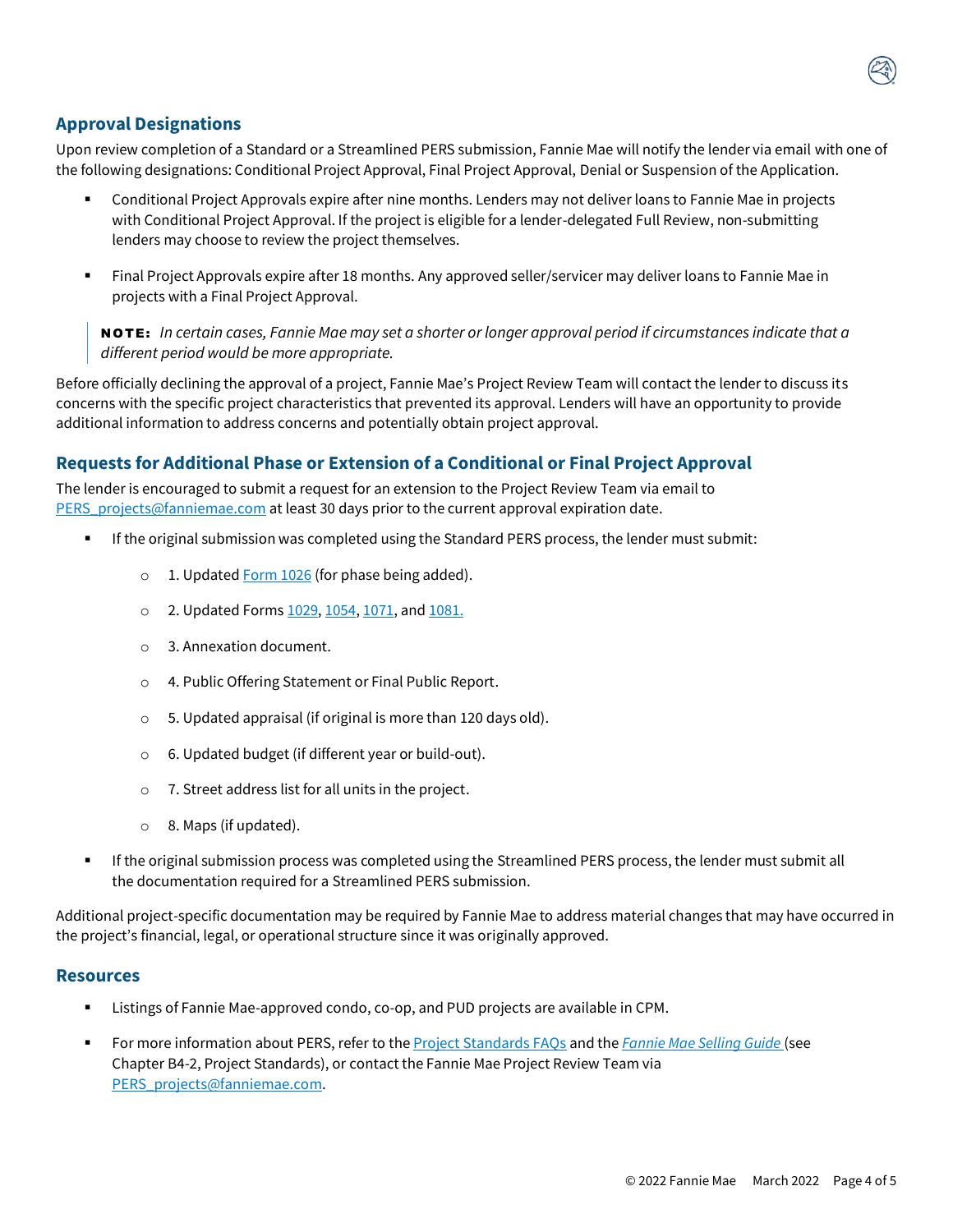## Approval Designations

Upon review completion of a Standard or a Streamlined PERS submission, Fannie Mae will notify the lender via email with one of the following designations: Conditional Project Approval, Final Project Approval, Denial or Suspension of the Application.

- Conditional Project Approvals expire after nine months. Lenders may not deliver loans to Fannie Mae in projects with Conditional Project Approval. If the project is eligible for a lender-delegated Full Review, non-submitting lenders may choose to review the project themselves.
- Final Project Approvals expire after 18 months. Any approved seller/servicer may deliver loans to Fannie Mae in projects with a Final Project Approval.

> **NOTE:** *In certain cases, Fannie Mae may set a shorter or longer approval period if circumstances indicate that a different period would be more appropriate.*

Before officially declining the approval of a project, Fannie Mae's Project Review Team will contact the lender to discuss its concerns with the specific project characteristics that prevented its approval. Lenders will have an opportunity to provide additional information to address concerns and potentially obtain project approval.

## Requests for Additional Phase or Extension of a Conditional or Final Project Approval

The lender is encouraged to submit a request for an extension to the Project Review Team via email to PERS_projects@fanniemae.com at least 30 days prior to the current approval expiration date.

- If the original submission was completed using the Standard PERS process, the lender must submit:
    - 1. Updated Form 1026 (for phase being added).
    - 2. Updated Forms 1029, 1054, 1071, and 1081.
    - 3. Annexation document.
    - 4. Public Offering Statement or Final Public Report.
    - 5. Updated appraisal (if original is more than 120 days old).
    - 6. Updated budget (if different year or build-out).
    - 7. Street address list for all units in the project.
    - 8. Maps (if updated).
- If the original submission process was completed using the Streamlined PERS process, the lender must submit all the documentation required for a Streamlined PERS submission.

Additional project-specific documentation may be required by Fannie Mae to address material changes that may have occurred in the project's financial, legal, or operational structure since it was originally approved.

### Resources

- Listings of Fannie Mae-approved condo, co-op, and PUD projects are available in CPM.
- For more information about PERS, refer to the Project Standards FAQs and the *Fannie Mae Selling Guide* (see Chapter B4-2, Project Standards), or contact the Fannie Mae Project Review Team via PERS_projects@fanniemae.com.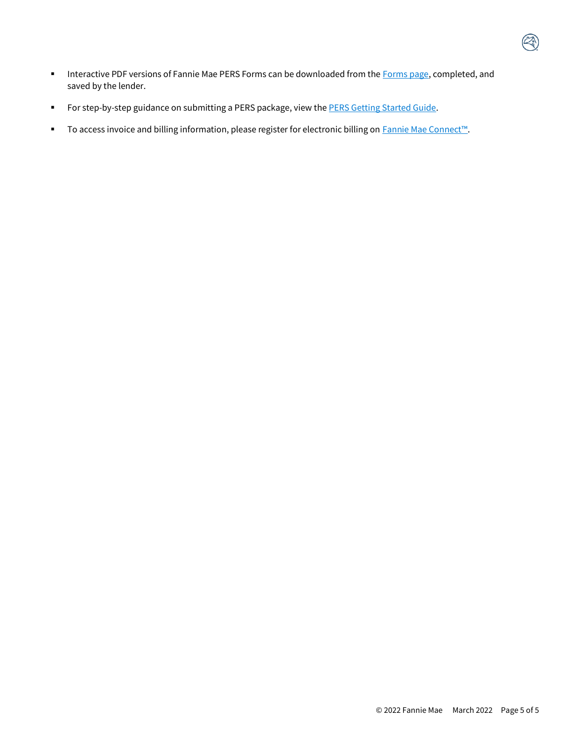- Interactive PDF versions of Fannie Mae PERS Forms can be downloaded from the Forms page, completed, and saved by the lender.
- For step-by-step guidance on submitting a PERS package, view the PERS Getting Started Guide.
- To access invoice and billing information, please register for electronic billing on Fannie Mae Connect™.